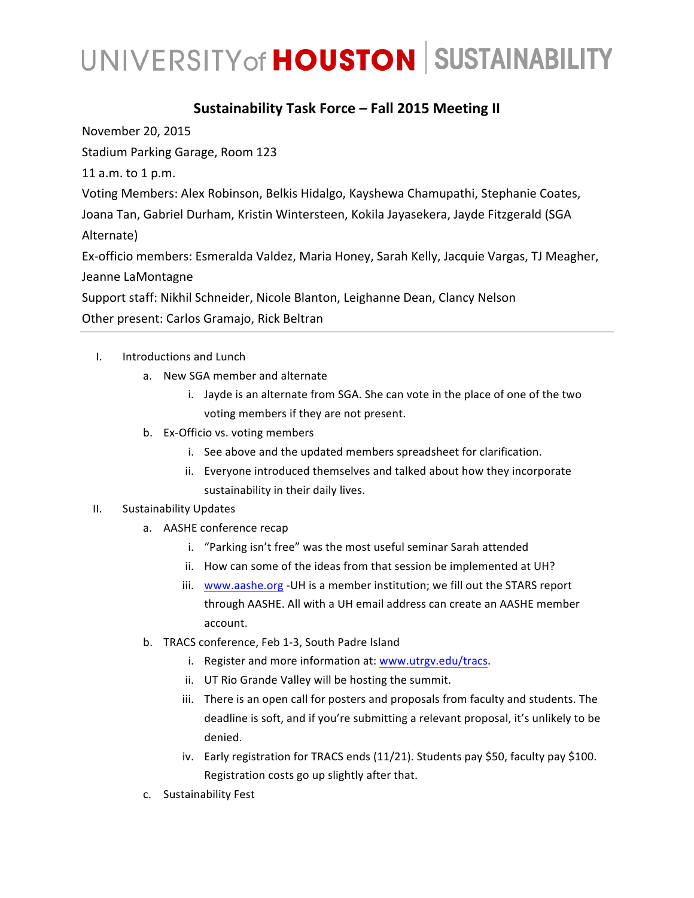# UNIVERSITY of HOUSTON | SUSTAINABILITY

## Sustainability Task Force – Fall 2015 Meeting II

November 20, 2015

Stadium Parking Garage, Room 123

11 a.m. to 1 p.m.

Voting Members: Alex Robinson, Belkis Hidalgo, Kayshewa Chamupathi, Stephanie Coates, Joana Tan, Gabriel Durham, Kristin Wintersteen, Kokila Jayasekera, Jayde Fitzgerald (SGA Alternate)

Ex-officio members: Esmeralda Valdez, Maria Honey, Sarah Kelly, Jacquie Vargas, TJ Meagher, Jeanne LaMontagne

Support staff: Nikhil Schneider, Nicole Blanton, Leighanne Dean, Clancy Nelson

Other present: Carlos Gramajo, Rick Beltran

---

I. Introductions and Lunch
   a. New SGA member and alternate
      i. Jayde is an alternate from SGA. She can vote in the place of one of the two voting members if they are not present.
   b. Ex-Officio vs. voting members
      i. See above and the updated members spreadsheet for clarification.
      ii. Everyone introduced themselves and talked about how they incorporate sustainability in their daily lives.

II. Sustainability Updates
   a. AASHE conference recap
      i. "Parking isn't free" was the most useful seminar Sarah attended
      ii. How can some of the ideas from that session be implemented at UH?
      iii. www.aashe.org -UH is a member institution; we fill out the STARS report through AASHE. All with a UH email address can create an AASHE member account.
   b. TRACS conference, Feb 1-3, South Padre Island
      i. Register and more information at: www.utrgv.edu/tracs.
      ii. UT Rio Grande Valley will be hosting the summit.
      iii. There is an open call for posters and proposals from faculty and students. The deadline is soft, and if you're submitting a relevant proposal, it's unlikely to be denied.
      iv. Early registration for TRACS ends (11/21). Students pay $50, faculty pay $100. Registration costs go up slightly after that.
   c. Sustainability Fest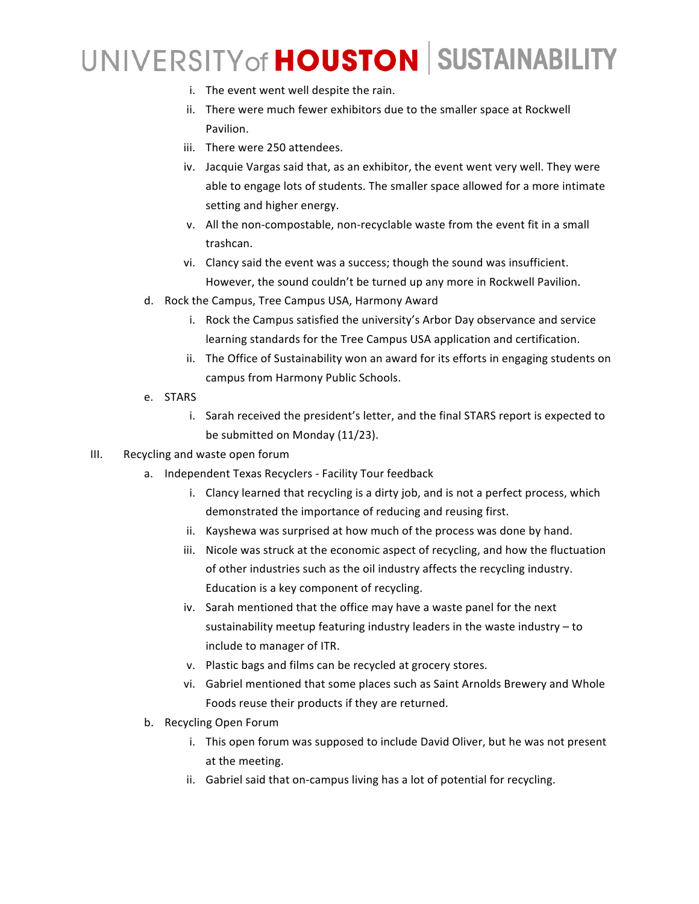i. The event went well despite the rain.

ii. There were much fewer exhibitors due to the smaller space at Rockwell Pavilion.

iii. There were 250 attendees.

iv. Jacquie Vargas said that, as an exhibitor, the event went very well. They were able to engage lots of students. The smaller space allowed for a more intimate setting and higher energy.

v. All the non-compostable, non-recyclable waste from the event fit in a small trashcan.

vi. Clancy said the event was a success; though the sound was insufficient. However, the sound couldn't be turned up any more in Rockwell Pavilion.

d. Rock the Campus, Tree Campus USA, Harmony Award

i. Rock the Campus satisfied the university's Arbor Day observance and service learning standards for the Tree Campus USA application and certification.

ii. The Office of Sustainability won an award for its efforts in engaging students on campus from Harmony Public Schools.

e. STARS

i. Sarah received the president's letter, and the final STARS report is expected to be submitted on Monday (11/23).

III. Recycling and waste open forum

a. Independent Texas Recyclers - Facility Tour feedback

i. Clancy learned that recycling is a dirty job, and is not a perfect process, which demonstrated the importance of reducing and reusing first.

ii. Kayshewa was surprised at how much of the process was done by hand.

iii. Nicole was struck at the economic aspect of recycling, and how the fluctuation of other industries such as the oil industry affects the recycling industry. Education is a key component of recycling.

iv. Sarah mentioned that the office may have a waste panel for the next sustainability meetup featuring industry leaders in the waste industry – to include to manager of ITR.

v. Plastic bags and films can be recycled at grocery stores.

vi. Gabriel mentioned that some places such as Saint Arnolds Brewery and Whole Foods reuse their products if they are returned.

b. Recycling Open Forum

i. This open forum was supposed to include David Oliver, but he was not present at the meeting.

ii. Gabriel said that on-campus living has a lot of potential for recycling.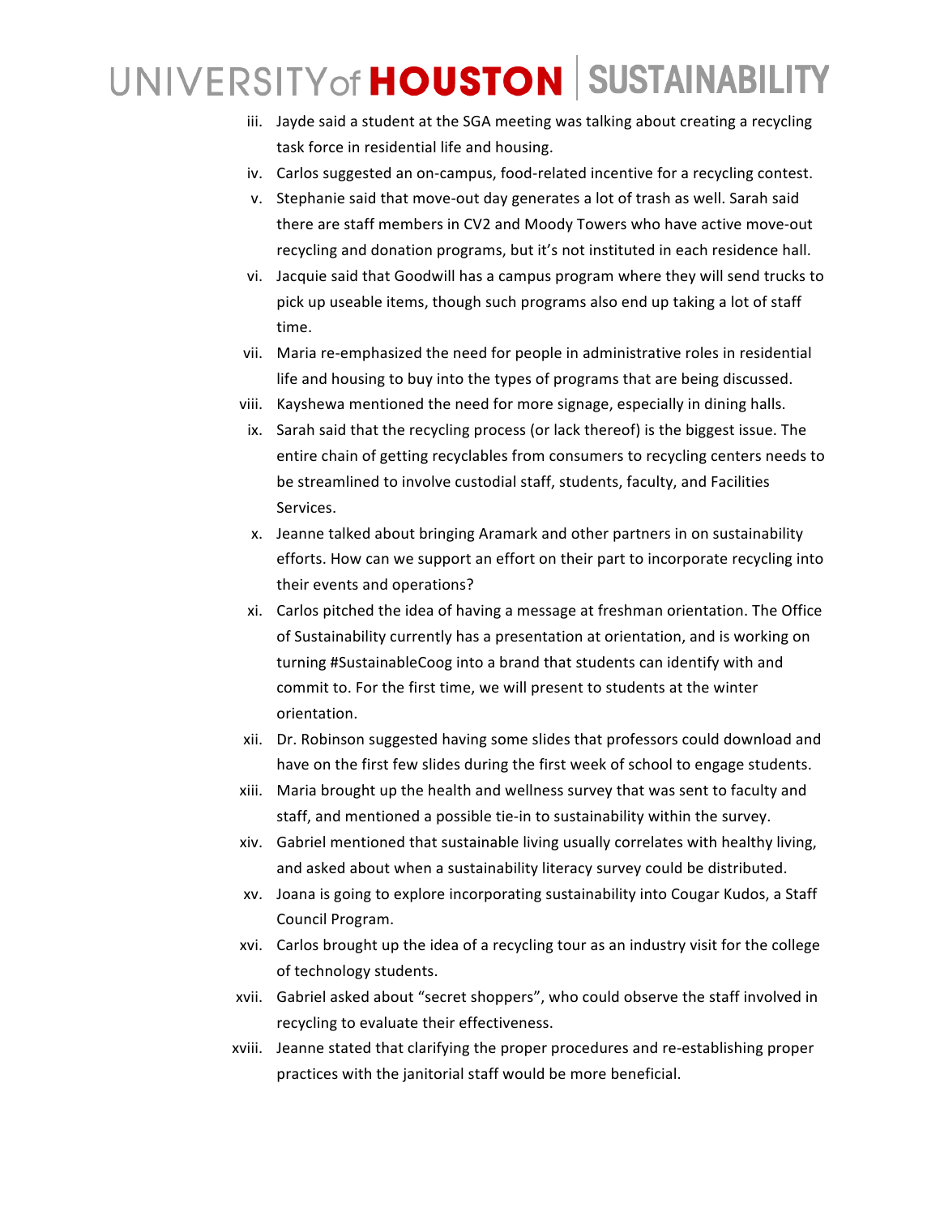iii. Jayde said a student at the SGA meeting was talking about creating a recycling task force in residential life and housing.

iv. Carlos suggested an on-campus, food-related incentive for a recycling contest.

v. Stephanie said that move-out day generates a lot of trash as well. Sarah said there are staff members in CV2 and Moody Towers who have active move-out recycling and donation programs, but it's not instituted in each residence hall.

vi. Jacquie said that Goodwill has a campus program where they will send trucks to pick up useable items, though such programs also end up taking a lot of staff time.

vii. Maria re-emphasized the need for people in administrative roles in residential life and housing to buy into the types of programs that are being discussed.

viii. Kayshewa mentioned the need for more signage, especially in dining halls.

ix. Sarah said that the recycling process (or lack thereof) is the biggest issue. The entire chain of getting recyclables from consumers to recycling centers needs to be streamlined to involve custodial staff, students, faculty, and Facilities Services.

x. Jeanne talked about bringing Aramark and other partners in on sustainability efforts. How can we support an effort on their part to incorporate recycling into their events and operations?

xi. Carlos pitched the idea of having a message at freshman orientation. The Office of Sustainability currently has a presentation at orientation, and is working on turning #SustainableCoog into a brand that students can identify with and commit to. For the first time, we will present to students at the winter orientation.

xii. Dr. Robinson suggested having some slides that professors could download and have on the first few slides during the first week of school to engage students.

xiii. Maria brought up the health and wellness survey that was sent to faculty and staff, and mentioned a possible tie-in to sustainability within the survey.

xiv. Gabriel mentioned that sustainable living usually correlates with healthy living, and asked about when a sustainability literacy survey could be distributed.

xv. Joana is going to explore incorporating sustainability into Cougar Kudos, a Staff Council Program.

xvi. Carlos brought up the idea of a recycling tour as an industry visit for the college of technology students.

xvii. Gabriel asked about "secret shoppers", who could observe the staff involved in recycling to evaluate their effectiveness.

xviii. Jeanne stated that clarifying the proper procedures and re-establishing proper practices with the janitorial staff would be more beneficial.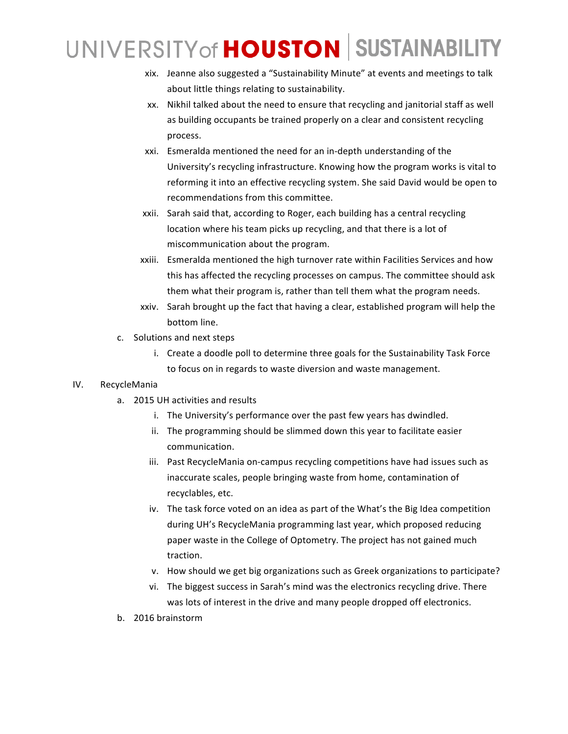xix. Jeanne also suggested a "Sustainability Minute" at events and meetings to talk about little things relating to sustainability.

xx. Nikhil talked about the need to ensure that recycling and janitorial staff as well as building occupants be trained properly on a clear and consistent recycling process.

xxi. Esmeralda mentioned the need for an in-depth understanding of the University's recycling infrastructure. Knowing how the program works is vital to reforming it into an effective recycling system. She said David would be open to recommendations from this committee.

xxii. Sarah said that, according to Roger, each building has a central recycling location where his team picks up recycling, and that there is a lot of miscommunication about the program.

xxiii. Esmeralda mentioned the high turnover rate within Facilities Services and how this has affected the recycling processes on campus. The committee should ask them what their program is, rather than tell them what the program needs.

xxiv. Sarah brought up the fact that having a clear, established program will help the bottom line.

c. Solutions and next steps

i. Create a doodle poll to determine three goals for the Sustainability Task Force to focus on in regards to waste diversion and waste management.

IV. RecycleMania

a. 2015 UH activities and results

i. The University's performance over the past few years has dwindled.

ii. The programming should be slimmed down this year to facilitate easier communication.

iii. Past RecycleMania on-campus recycling competitions have had issues such as inaccurate scales, people bringing waste from home, contamination of recyclables, etc.

iv. The task force voted on an idea as part of the What's the Big Idea competition during UH's RecycleMania programming last year, which proposed reducing paper waste in the College of Optometry. The project has not gained much traction.

v. How should we get big organizations such as Greek organizations to participate?

vi. The biggest success in Sarah's mind was the electronics recycling drive. There was lots of interest in the drive and many people dropped off electronics.

b. 2016 brainstorm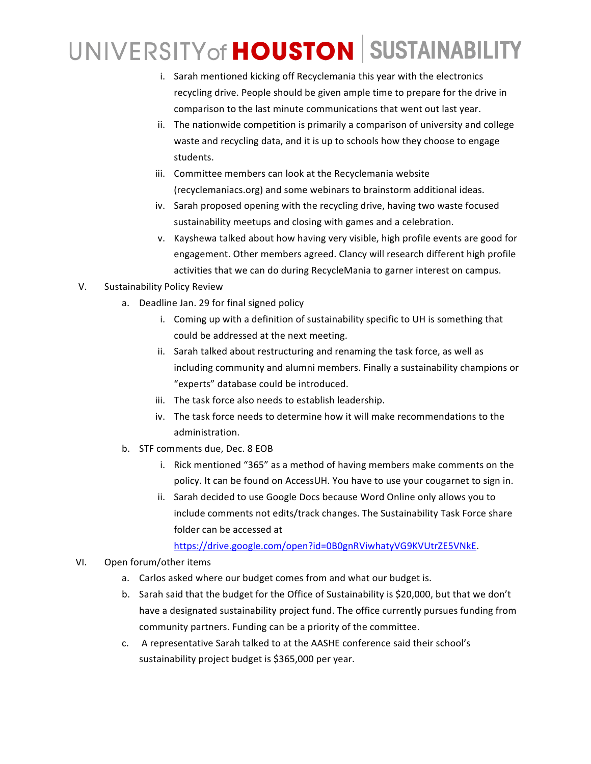i. Sarah mentioned kicking off Recyclemania this year with the electronics recycling drive. People should be given ample time to prepare for the drive in comparison to the last minute communications that went out last year.

ii. The nationwide competition is primarily a comparison of university and college waste and recycling data, and it is up to schools how they choose to engage students.

iii. Committee members can look at the Recyclemania website (recyclemaniacs.org) and some webinars to brainstorm additional ideas.

iv. Sarah proposed opening with the recycling drive, having two waste focused sustainability meetups and closing with games and a celebration.

v. Kayshewa talked about how having very visible, high profile events are good for engagement. Other members agreed. Clancy will research different high profile activities that we can do during RecycleMania to garner interest on campus.

V. Sustainability Policy Review

a. Deadline Jan. 29 for final signed policy

i. Coming up with a definition of sustainability specific to UH is something that could be addressed at the next meeting.

ii. Sarah talked about restructuring and renaming the task force, as well as including community and alumni members. Finally a sustainability champions or "experts" database could be introduced.

iii. The task force also needs to establish leadership.

iv. The task force needs to determine how it will make recommendations to the administration.

b. STF comments due, Dec. 8 EOB

i. Rick mentioned "365" as a method of having members make comments on the policy. It can be found on AccessUH. You have to use your cougarnet to sign in.

ii. Sarah decided to use Google Docs because Word Online only allows you to include comments not edits/track changes. The Sustainability Task Force share folder can be accessed at [https://drive.google.com/open?id=0B0gnRViwhatyVG9KVUtrZE5VNkE](https://drive.google.com/open?id=0B0gnRViwhatyVG9KVUtrZE5VNkE).

VI. Open forum/other items

a. Carlos asked where our budget comes from and what our budget is.

b. Sarah said that the budget for the Office of Sustainability is $20,000, but that we don't have a designated sustainability project fund. The office currently pursues funding from community partners. Funding can be a priority of the committee.

c. A representative Sarah talked to at the AASHE conference said their school's sustainability project budget is $365,000 per year.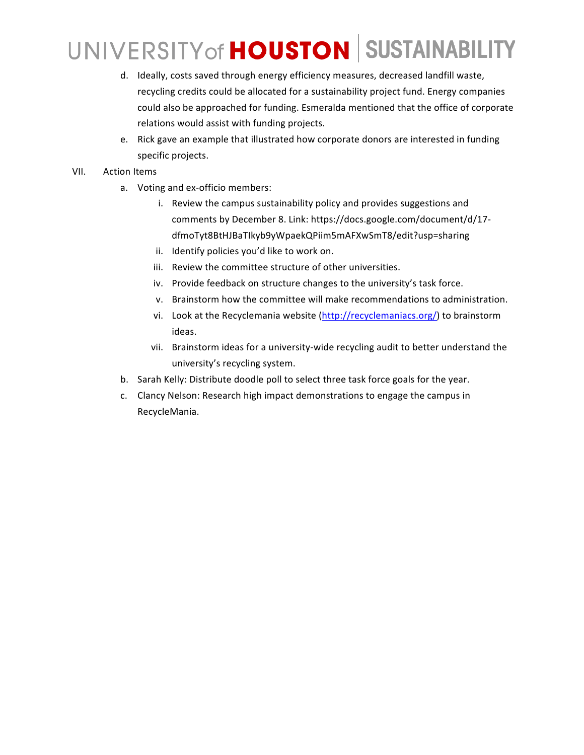d. Ideally, costs saved through energy efficiency measures, decreased landfill waste, recycling credits could be allocated for a sustainability project fund. Energy companies could also be approached for funding. Esmeralda mentioned that the office of corporate relations would assist with funding projects.

e. Rick gave an example that illustrated how corporate donors are interested in funding specific projects.

VII. Action Items

a. Voting and ex-officio members:

i. Review the campus sustainability policy and provides suggestions and comments by December 8. Link: https://docs.google.com/document/d/17-dfmoTyt8BtHJBaTIkyb9yWpaekQPiim5mAFXwSmT8/edit?usp=sharing

ii. Identify policies you'd like to work on.

iii. Review the committee structure of other universities.

iv. Provide feedback on structure changes to the university's task force.

v. Brainstorm how the committee will make recommendations to administration.

vi. Look at the Recyclemania website (http://recyclemaniacs.org/) to brainstorm ideas.

vii. Brainstorm ideas for a university-wide recycling audit to better understand the university's recycling system.

b. Sarah Kelly: Distribute doodle poll to select three task force goals for the year.

c. Clancy Nelson: Research high impact demonstrations to engage the campus in RecycleMania.